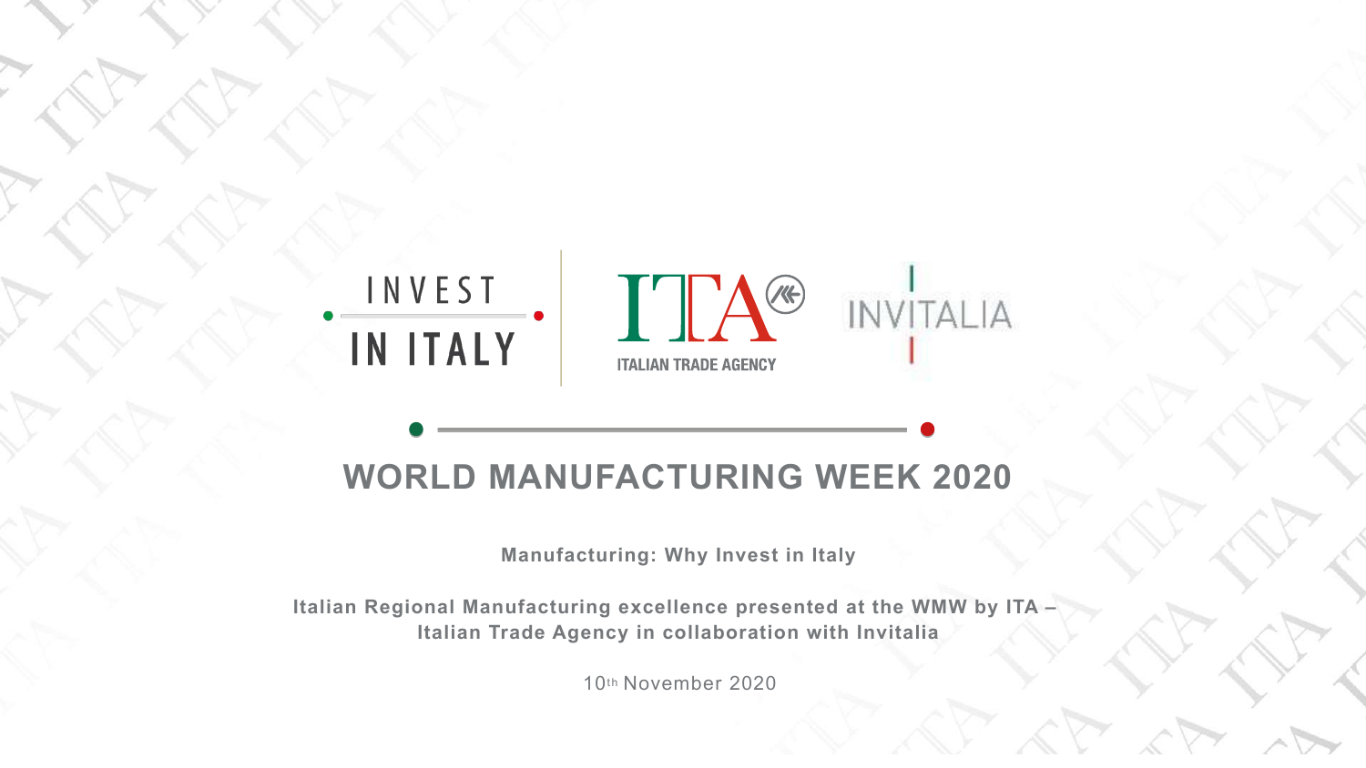INVEST IN ITALY

ITA ITALIAN TRADE AGENCY

INVITALIA

# WORLD MANUFACTURING WEEK 2020

**Manufacturing: Why Invest in Italy**

**Italian Regional Manufacturing excellence presented at the WMW by ITA – Italian Trade Agency in collaboration with Invitalia**

10th November 2020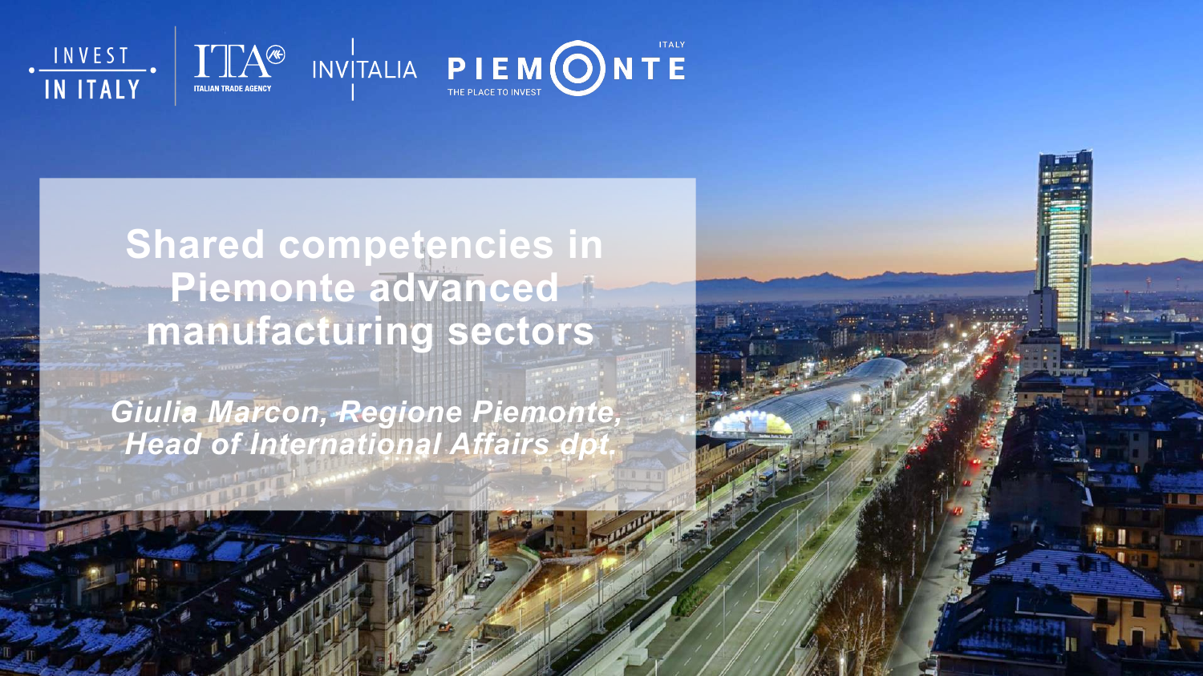INVEST IN ITALY

ITA ITALIAN TRADE AGENCY

INVITALIA

ITALY PIEMONTE THE PLACE TO INVEST

# Shared competencies in Piemonte advanced manufacturing sectors

***Giulia Marcon, Regione Piemonte, Head of International Affairs dpt.***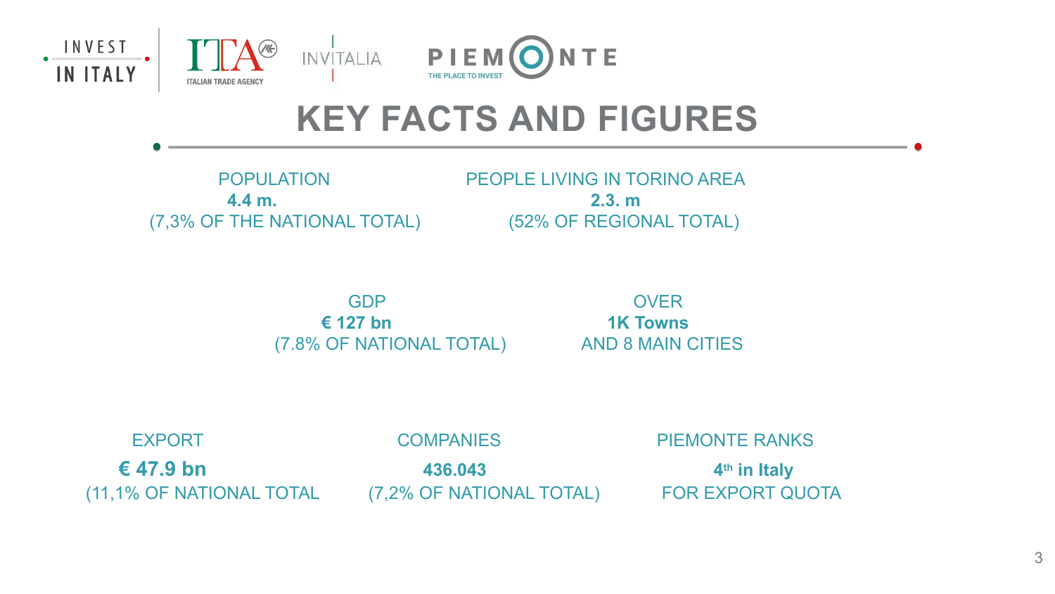# KEY FACTS AND FIGURES

POPULATION
**4.4 m.**
(7,3% OF THE NATIONAL TOTAL)

PEOPLE LIVING IN TORINO AREA
**2.3. m**
(52% OF REGIONAL TOTAL)

GDP
**€ 127 bn**
(7.8% OF NATIONAL TOTAL)

OVER
**1K Towns**
AND 8 MAIN CITIES

EXPORT
**€ 47.9 bn**
(11,1% OF NATIONAL TOTAL

COMPANIES
**436.043**
(7,2% OF NATIONAL TOTAL)

PIEMONTE RANKS
**4th in Italy**
FOR EXPORT QUOTA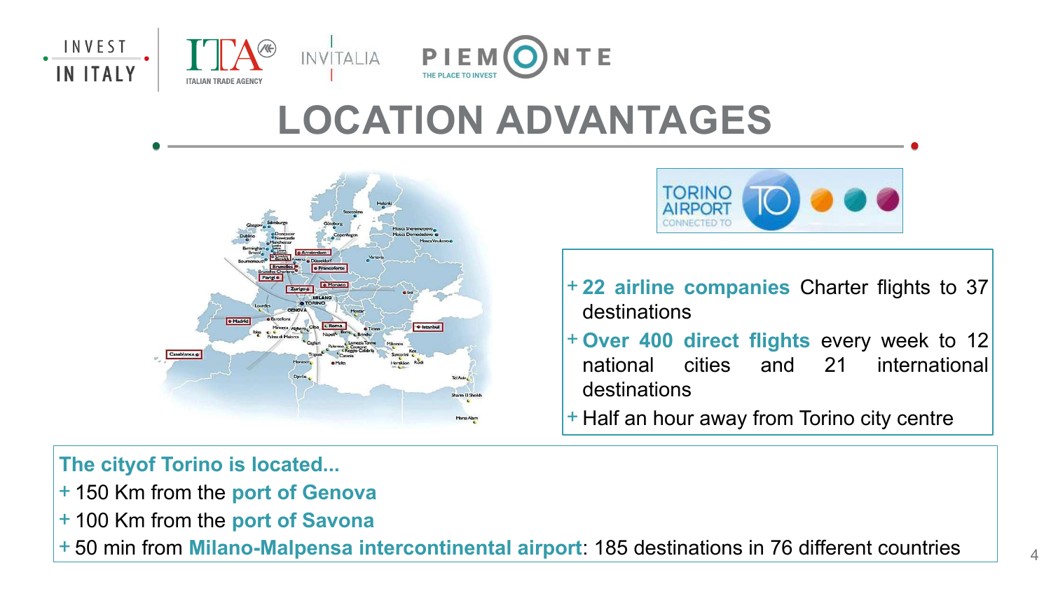# LOCATION ADVANTAGES

TORINO AIRPORT CONNECTED TO

- **22 airline companies** Charter flights to 37 destinations
- **Over 400 direct flights** every week to 12 national cities and 21 international destinations
- Half an hour away from Torino city centre

**The cityof Torino is located...**

- 150 Km from the **port of Genova**
- 100 Km from the **port of Savona**
- 50 min from **Milano-Malpensa intercontinental airport**: 185 destinations in 76 different countries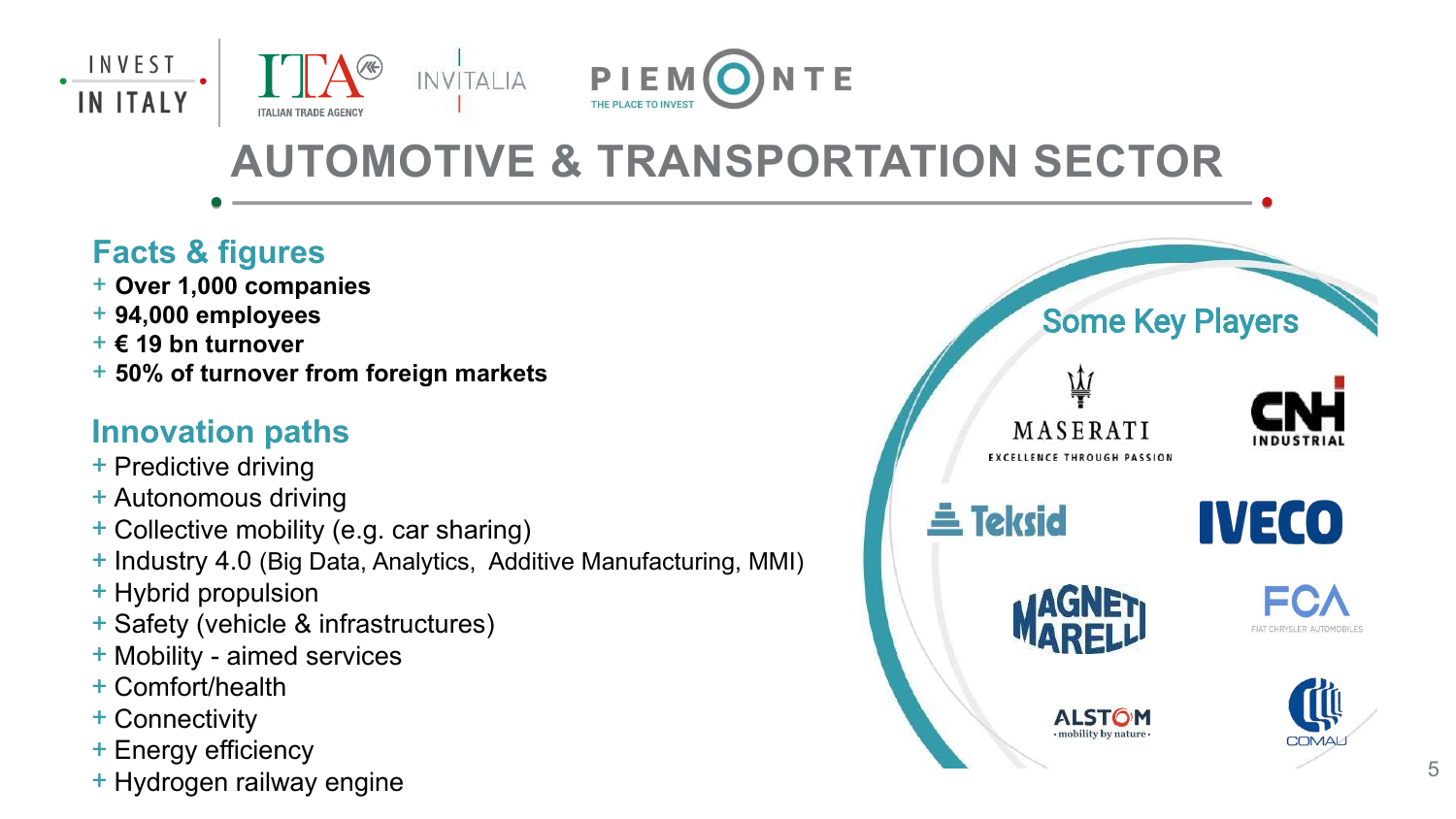# AUTOMOTIVE & TRANSPORTATION SECTOR

## Facts & figures

+ **Over 1,000 companies**
+ **94,000 employees**
+ **€ 19 bn turnover**
+ **50% of turnover from foreign markets**

## Innovation paths

+ Predictive driving
+ Autonomous driving
+ Collective mobility (e.g. car sharing)
+ Industry 4.0 (Big Data, Analytics, Additive Manufacturing, MMI)
+ Hybrid propulsion
+ Safety (vehicle & infrastructures)
+ Mobility - aimed services
+ Comfort/health
+ Connectivity
+ Energy efficiency
+ Hydrogen railway engine

## Some Key Players

- Maserati
- CNH Industrial
- Teksid
- Iveco
- Magneti Marelli
- FCA – Fiat Chrysler Automobiles
- Alstom
- Comau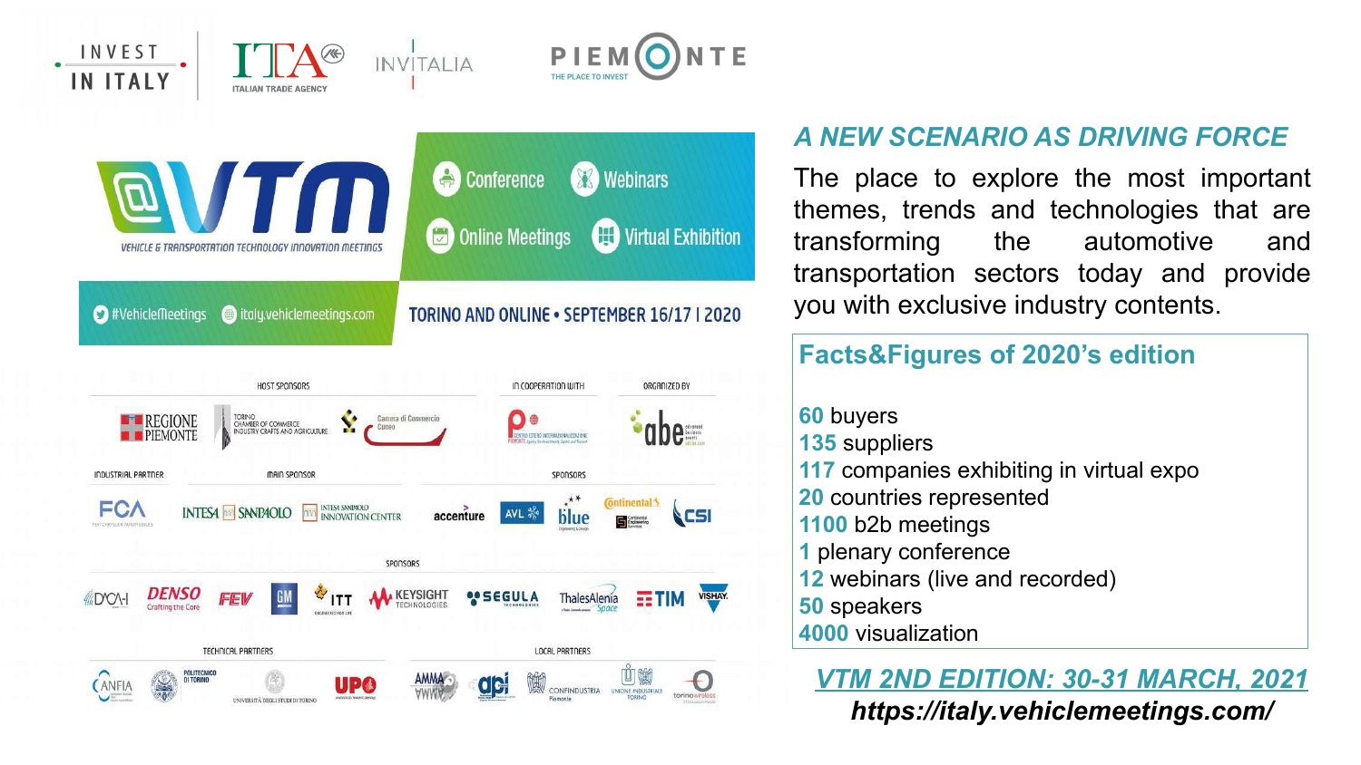INVEST IN ITALY

ITA ITALIAN TRADE AGENCY

INVITALIA

PIEMONTE THE PLACE TO INVEST

@VTM

VEHICLE & TRANSPORTATION TECHNOLOGY INNOVATION MEETINGS

Conference · Webinars · Online Meetings · Virtual Exhibition

#VehicleMeetings · italy.vehiclemeetings.com

TORINO AND ONLINE • SEPTEMBER 16/17 | 2020

HOST SPONSORS: REGIONE PIEMONTE · TORINO CHAMBER OF COMMERCE INDUSTRY CRAFTS AND AGRICULTURE · Camera di Commercio Cuneo

IN COOPERATION WITH: CENTRO ESTERO INTERNAZIONALIZZAZIONE PIEMONTE

ORGANIZED BY: abe advanced business events

INDUSTRIAL PARTNER: FCA

MAIN SPONSOR: INTESA SANPAOLO · INTESA SANPAOLO INNOVATION CENTER

SPONSORS: accenture · AVL · blue · Continental · CSI

SPONSORS: DYNA · DENSO Crafting the Core · FEV · GM · ITT · KEYSIGHT TECHNOLOGIES · SEGULA TECHNOLOGIES · ThalesAlenia Space · TIM · VISHAY

TECHNICAL PARTNERS: ANFIA · POLITECNICO DI TORINO · UNIVERSITÀ DEGLI STUDI DI TORINO · UPO

LOCAL PARTNERS: AMMA · api · CONFINDUSTRIA Piemonte · UNIONE INDUSTRIALE TORINO · torino wireless

## *A NEW SCENARIO AS DRIVING FORCE*

The place to explore the most important themes, trends and technologies that are transforming the automotive and transportation sectors today and provide you with exclusive industry contents.

### Facts&Figures of 2020's edition

- **60** buyers
- **135** suppliers
- **117** companies exhibiting in virtual expo
- **20** countries represented
- **1100** b2b meetings
- **1** plenary conference
- **12** webinars (live and recorded)
- **50** speakers
- **4000** visualization

***VTM 2ND EDITION: 30-31 MARCH, 2021***

***https://italy.vehiclemeetings.com/***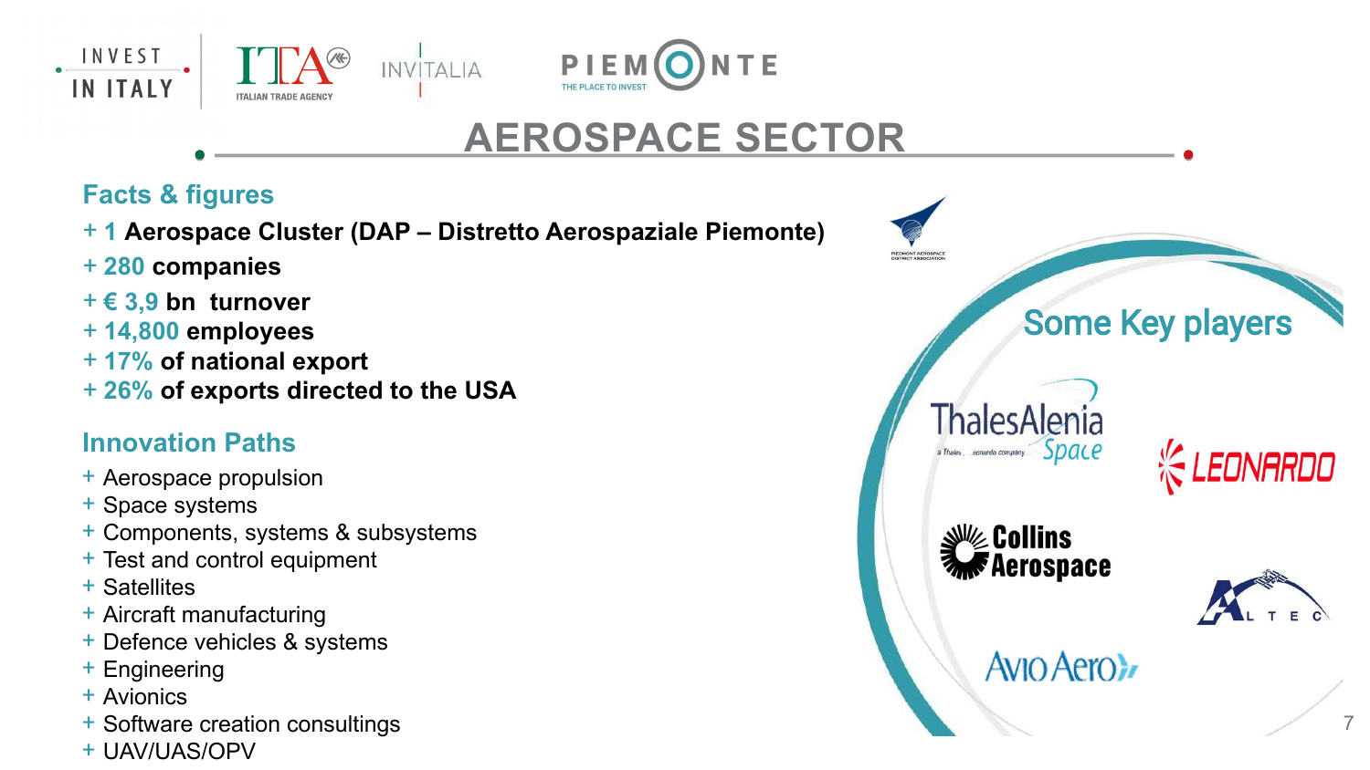# AEROSPACE SECTOR

## Facts & figures

+ **1 Aerospace Cluster (DAP – Distretto Aerospaziale Piemonte)**
+ **280 companies**
+ **€ 3,9 bn turnover**
+ **14,800 employees**
+ **17% of national export**
+ **26% of exports directed to the USA**

## Innovation Paths

+ Aerospace propulsion
+ Space systems
+ Components, systems & subsystems
+ Test and control equipment
+ Satellites
+ Aircraft manufacturing
+ Defence vehicles & systems
+ Engineering
+ Avionics
+ Software creation consultings
+ UAV/UAS/OPV

## Some Key players

Thales Alenia Space, Leonardo, Collins Aerospace, ALTEC, Avio Aero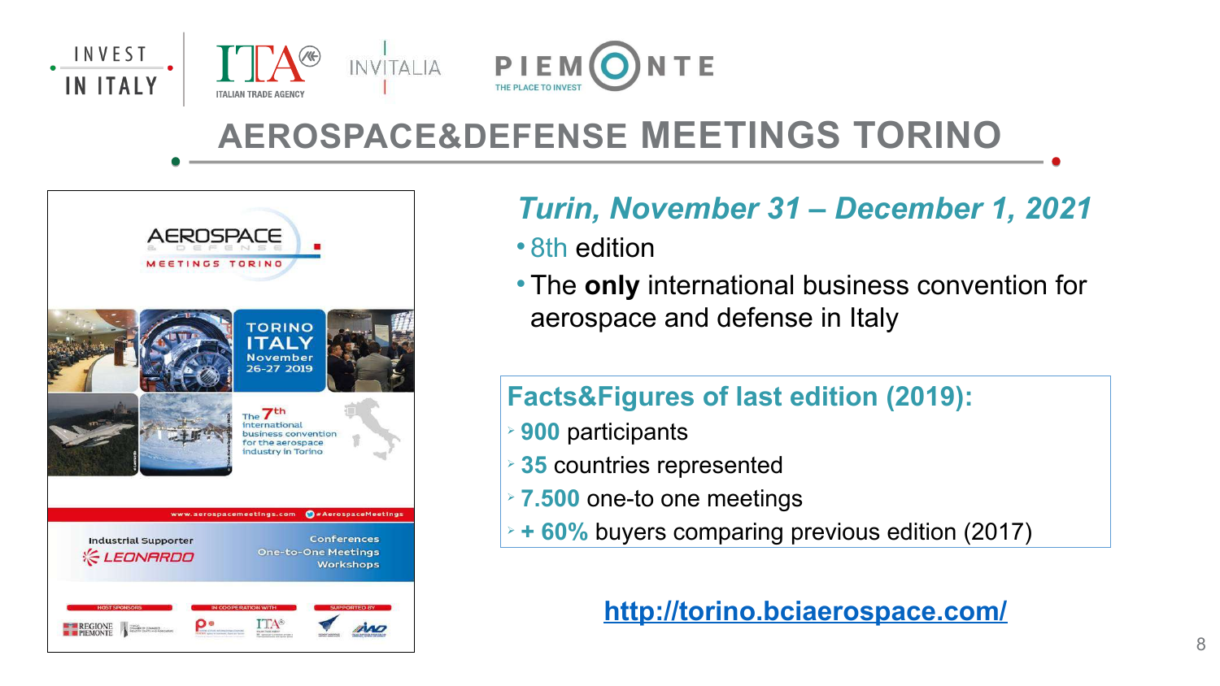# AEROSPACE&DEFENSE MEETINGS TORINO

*Turin, November 31 – December 1, 2021*

- 8th edition
- The **only** international business convention for aerospace and defense in Italy

**Facts&Figures of last edition (2019):**

- **900** participants
- **35** countries represented
- **7.500** one-to one meetings
- **+ 60%** buyers comparing previous edition (2017)

http://torino.bciaerospace.com/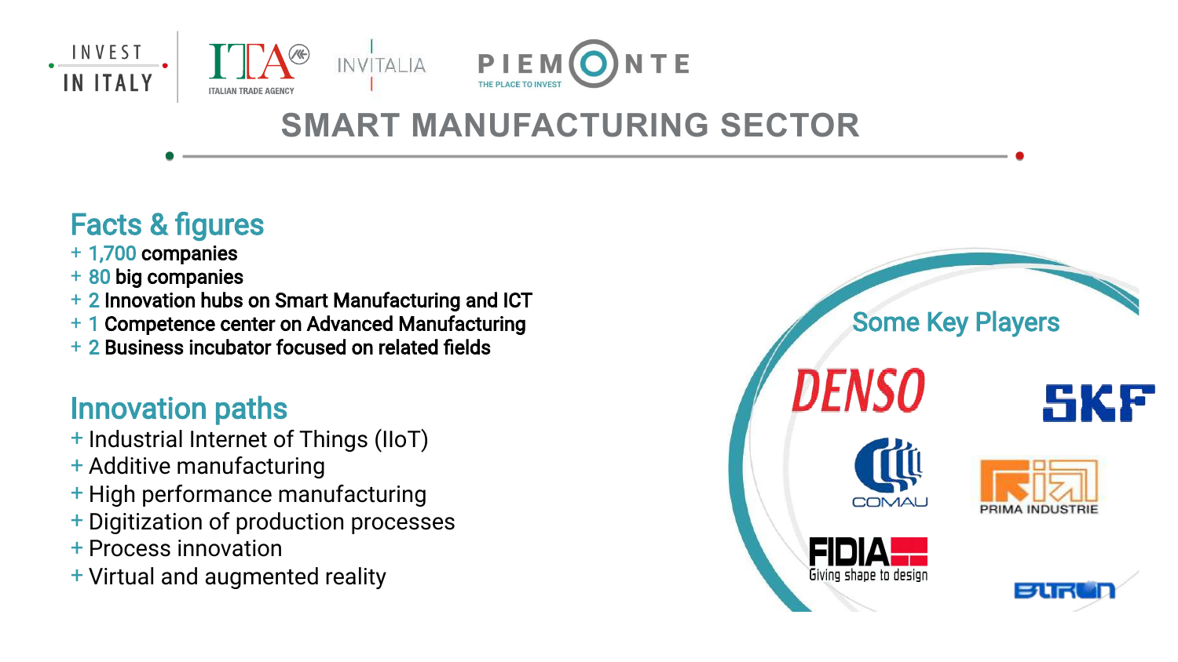# SMART MANUFACTURING SECTOR

## Facts & figures

+ 1,700 companies
+ 80 big companies
+ 2 Innovation hubs on Smart Manufacturing and ICT
+ 1 Competence center on Advanced Manufacturing
+ 2 Business incubator focused on related fields

## Innovation paths

+ Industrial Internet of Things (IIoT)
+ Additive manufacturing
+ High performance manufacturing
+ Digitization of production processes
+ Process innovation
+ Virtual and augmented reality

## Some Key Players

DENSO

SKF

COMAU

PRIMA INDUSTRIE

FIDIA – Giving shape to design

ELTRON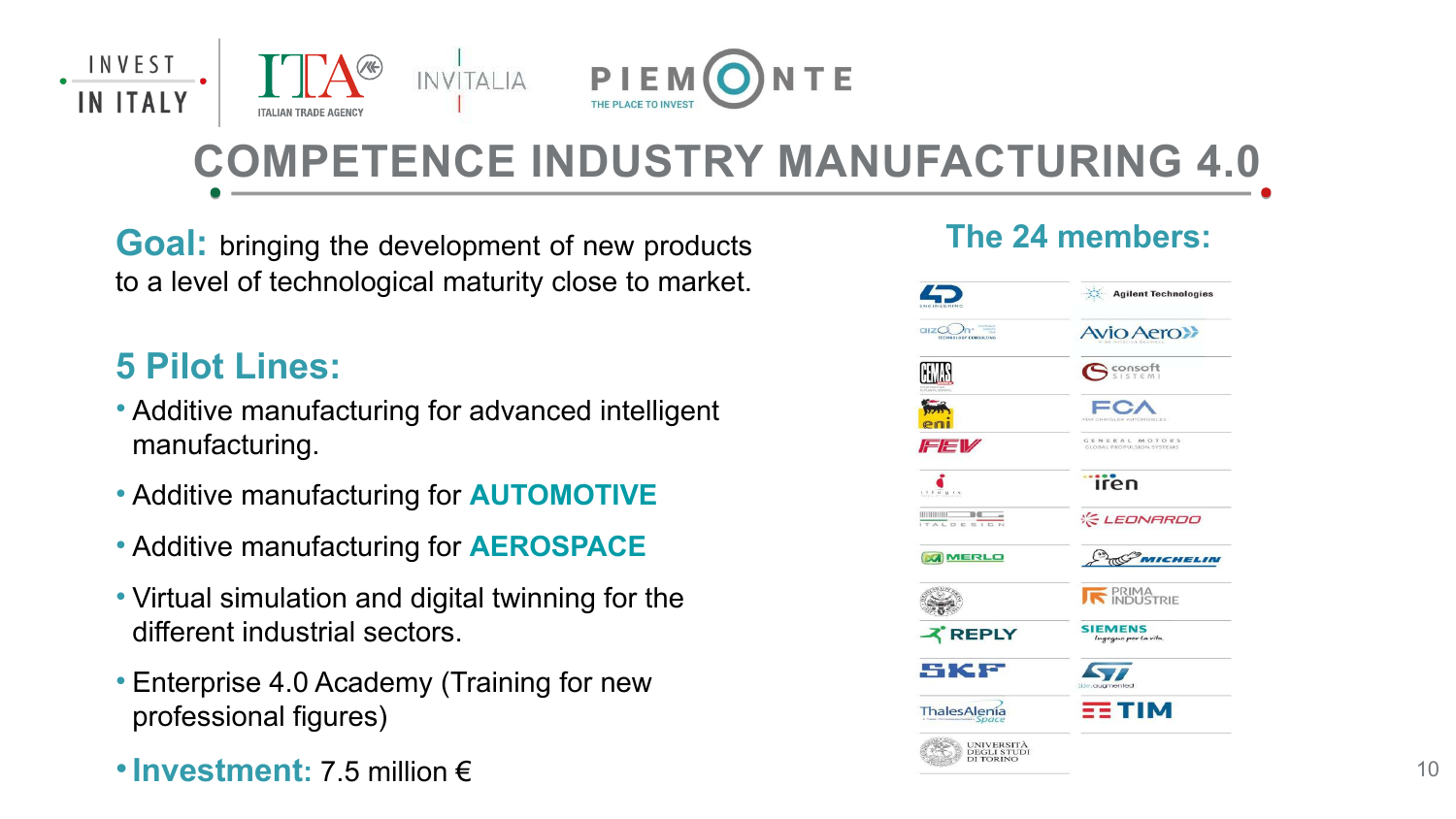# COMPETENCE INDUSTRY MANUFACTURING 4.0

**Goal:** bringing the development of new products to a level of technological maturity close to market.

## 5 Pilot Lines:

- Additive manufacturing for advanced intelligent manufacturing.
- Additive manufacturing for **AUTOMOTIVE**
- Additive manufacturing for **AEROSPACE**
- Virtual simulation and digital twinning for the different industrial sectors.
- Enterprise 4.0 Academy (Training for new professional figures)

- **Investment:** 7.5 million €

## The 24 members:

| | |
|---|---|
| 4D Engineering | Agilent Technologies |
| aizoOn | Avio Aero |
| CEMAS | consoft sistemi |
| eni | FCA |
| FEV | General Motors |
| Ifoga | iren |
| ItalDesign | LEONARDO |
| MERLO | MICHELIN |
| Politecnico di Torino | PRIMA INDUSTRIE |
| REPLY | SIEMENS |
| SKF | ST |
| ThalesAlenia Space | TIM |
| Università degli Studi di Torino | |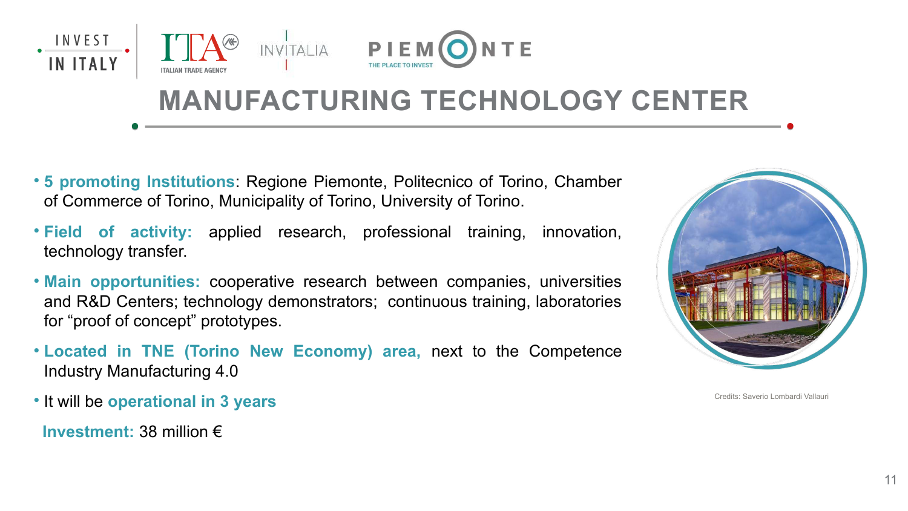# MANUFACTURING TECHNOLOGY CENTER

- **5 promoting Institutions**: Regione Piemonte, Politecnico of Torino, Chamber of Commerce of Torino, Municipality of Torino, University of Torino.
- **Field of activity:** applied research, professional training, innovation, technology transfer.
- **Main opportunities:** cooperative research between companies, universities and R&D Centers; technology demonstrators; continuous training, laboratories for "proof of concept" prototypes.
- **Located in TNE (Torino New Economy) area,** next to the Competence Industry Manufacturing 4.0
- It will be **operational in 3 years**

**Investment:** 38 million €

Credits: Saverio Lombardi Vallauri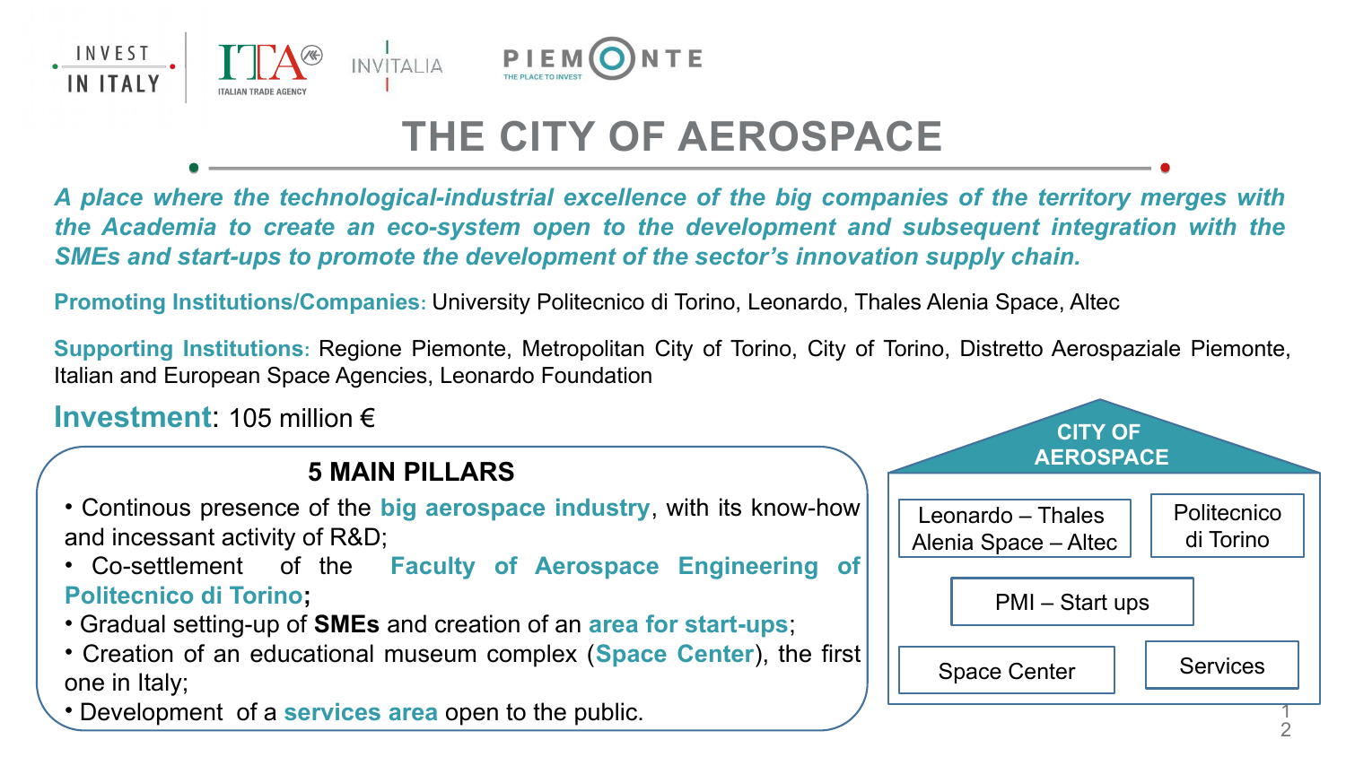INVEST IN ITALY | ITA ITALIAN TRADE AGENCY | INVITALIA | PIEMONTE THE PLACE TO INVEST

# THE CITY OF AEROSPACE

***A place where the technological-industrial excellence of the big companies of the territory merges with the Academia to create an eco-system open to the development and subsequent integration with the SMEs and start-ups to promote the development of the sector's innovation supply chain.***

**Promoting Institutions/Companies:** University Politecnico di Torino, Leonardo, Thales Alenia Space, Altec

**Supporting Institutions:** Regione Piemonte, Metropolitan City of Torino, City of Torino, Distretto Aerospaziale Piemonte, Italian and European Space Agencies, Leonardo Foundation

**Investment**: 105 million €

## 5 MAIN PILLARS

- Continous presence of the **big aerospace industry**, with its know-how and incessant activity of R&D;
- Co-settlement of the **Faculty of Aerospace Engineering of Politecnico di Torino;**
- Gradual setting-up of **SMEs** and creation of an **area for start-ups**;
- Creation of an educational museum complex (**Space Center**), the first one in Italy;
- Development of a **services area** open to the public.

**CITY OF AEROSPACE**

- Leonardo – Thales Alenia Space – Altec
- Politecnico di Torino
- PMI – Start ups
- Space Center
- Services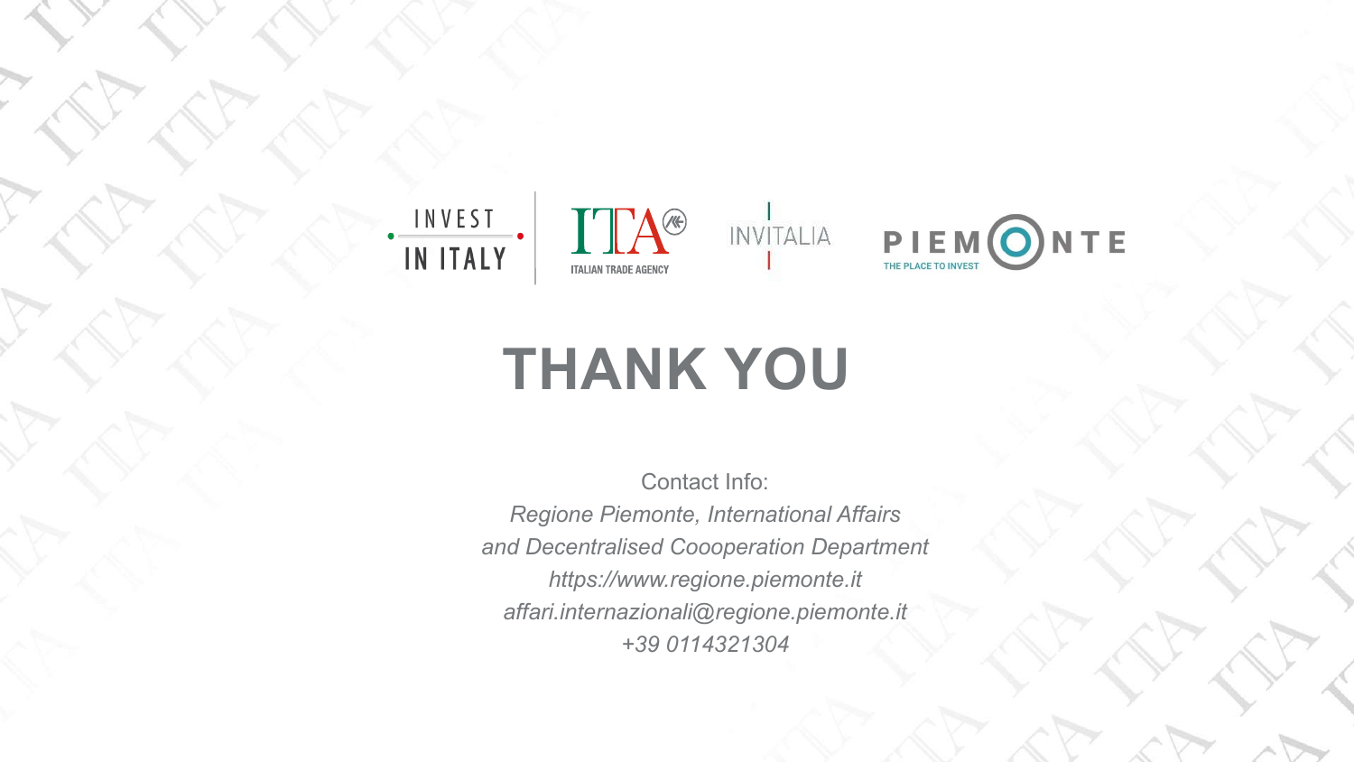# THANK YOU

Contact Info:

*Regione Piemonte, International Affairs*
*and Decentralised Coooperation Department*
*https://www.regione.piemonte.it*
*affari.internazionali@regione.piemonte.it*
*+39 0114321304*